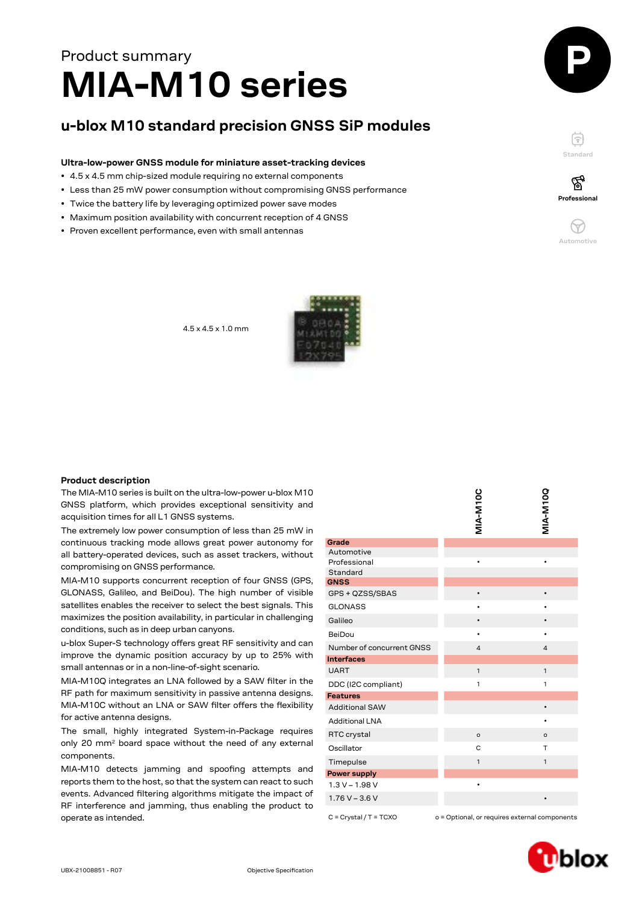Product summary

# MIA-M10 series

## u-blox M10 standard precision GNSS SiP modules

Standard

Professional

Automotive

**Ultra-low-power GNSS module for miniature asset-tracking devices**

- 4.5 x 4.5 mm chip-sized module requiring no external components
- Less than 25 mW power consumption without compromising GNSS performance
- Twice the battery life by leveraging optimized power save modes
- Maximum position availability with concurrent reception of 4 GNSS
- Proven excellent performance, even with small antennas

4.5 x 4.5 x 1.0 mm

**Product description**

The MIA-M10 series is built on the ultra-low-power u-blox M10 GNSS platform, which provides exceptional sensitivity and acquisition times for all L1 GNSS systems.

The extremely low power consumption of less than 25 mW in continuous tracking mode allows great power autonomy for all battery-operated devices, such as asset trackers, without compromising on GNSS performance.

MIA-M10 supports concurrent reception of four GNSS (GPS, GLONASS, Galileo, and BeiDou). The high number of visible satellites enables the receiver to select the best signals. This maximizes the position availability, in particular in challenging conditions, such as in deep urban canyons.

u-blox Super-S technology offers great RF sensitivity and can improve the dynamic position accuracy by up to 25% with small antennas or in a non-line-of-sight scenario.

MIA-M10Q integrates an LNA followed by a SAW filter in the RF path for maximum sensitivity in passive antenna designs. MIA-M10C without an LNA or SAW filter offers the flexibility for active antenna designs.

The small, highly integrated System-in-Package requires only 20 mm² board space without the need of any external components.

MIA-M10 detects jamming and spoofing attempts and reports them to the host, so that the system can react to such events. Advanced filtering algorithms mitigate the impact of RF interference and jamming, thus enabling the product to operate as intended.

| | MIA-M10C | MIA-M10Q |
|---|---|---|
| **Grade** | | |
| Automotive | | |
| Professional | • | • |
| Standard | | |
| **GNSS** | | |
| GPS + QZSS/SBAS | • | • |
| GLONASS | • | • |
| Galileo | • | • |
| BeiDou | • | • |
| Number of concurrent GNSS | 4 | 4 |
| **Interfaces** | | |
| UART | 1 | 1 |
| DDC (I2C compliant) | 1 | 1 |
| **Features** | | |
| Additional SAW | | • |
| Additional LNA | | • |
| RTC crystal | o | o |
| Oscillator | C | T |
| Timepulse | 1 | 1 |
| **Power supply** | | |
| 1.3 V – 1.98 V | • | |
| 1.76 V – 3.6 V | | • |

C = Crystal / T = TCXO    o = Optional, or requires external components

UBX-21008851 - R07    Objective Specification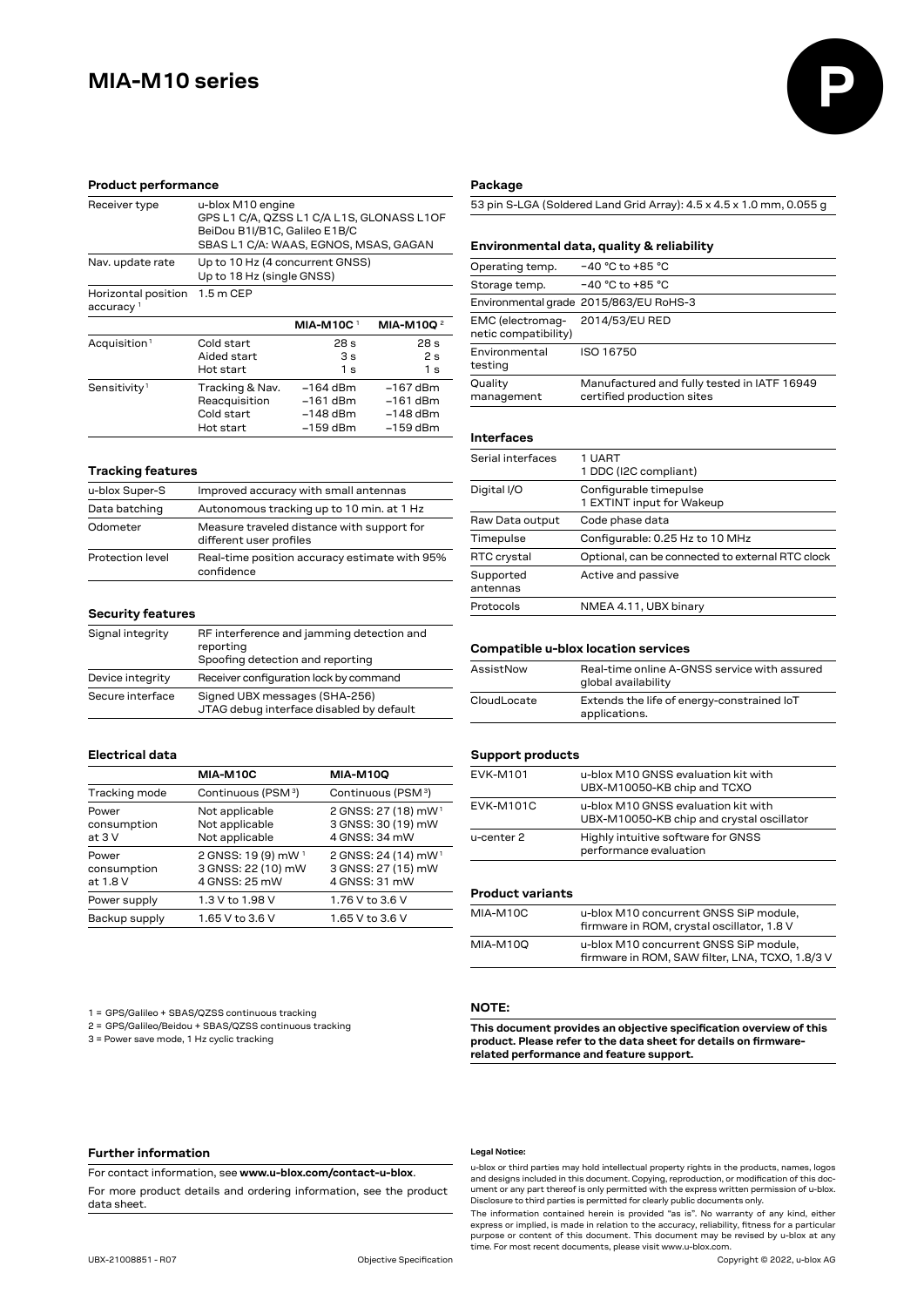# MIA-M10 series

P

### Product performance

| | | | |
|---|---|---|---|
| Receiver type | u-blox M10 engine<br>GPS L1 C/A, QZSS L1 C/A L1S, GLONASS L1OF<br>BeiDou B1I/B1C, Galileo E1B/C<br>SBAS L1 C/A: WAAS, EGNOS, MSAS, GAGAN | | |
| Nav. update rate | Up to 10 Hz (4 concurrent GNSS)<br>Up to 18 Hz (single GNSS) | | |
| Horizontal position accuracy [1] | 1.5 m CEP | | |
| | | **MIA-M10C** [1] | **MIA-M10Q** [2] |
| Acquisition [1] | Cold start<br>Aided start<br>Hot start | 28 s<br>3 s<br>1 s | 28 s<br>2 s<br>1 s |
| Sensitivity [1] | Tracking & Nav.<br>Reacquisition<br>Cold start<br>Hot start | –164 dBm<br>–161 dBm<br>–148 dBm<br>–159 dBm | –167 dBm<br>–161 dBm<br>–148 dBm<br>–159 dBm |

### Tracking features

| | |
|---|---|
| u-blox Super-S | Improved accuracy with small antennas |
| Data batching | Autonomous tracking up to 10 min. at 1 Hz |
| Odometer | Measure traveled distance with support for different user profiles |
| Protection level | Real-time position accuracy estimate with 95% confidence |

### Security features

| | |
|---|---|
| Signal integrity | RF interference and jamming detection and reporting<br>Spoofing detection and reporting |
| Device integrity | Receiver configuration lock by command |
| Secure interface | Signed UBX messages (SHA-256)<br>JTAG debug interface disabled by default |

### Electrical data

| | MIA-M10C | MIA-M10Q |
|---|---|---|
| Tracking mode | Continuous (PSM [3]) | Continuous (PSM [3]) |
| Power consumption at 3 V | Not applicable<br>Not applicable<br>Not applicable | 2 GNSS: 27 (18) mW [1]<br>3 GNSS: 30 (19) mW<br>4 GNSS: 34 mW |
| Power consumption at 1.8 V | 2 GNSS: 19 (9) mW [1]<br>3 GNSS: 22 (10) mW<br>4 GNSS: 25 mW | 2 GNSS: 24 (14) mW [1]<br>3 GNSS: 27 (15) mW<br>4 GNSS: 31 mW |
| Power supply | 1.3 V to 1.98 V | 1.76 V to 3.6 V |
| Backup supply | 1.65 V to 3.6 V | 1.65 V to 3.6 V |

1 = GPS/Galileo + SBAS/QZSS continuous tracking
2 = GPS/Galileo/Beidou + SBAS/QZSS continuous tracking
3 = Power save mode, 1 Hz cyclic tracking

### Package

53 pin S-LGA (Soldered Land Grid Array): 4.5 x 4.5 x 1.0 mm, 0.055 g

### Environmental data, quality & reliability

| | |
|---|---|
| Operating temp. | –40 °C to +85 °C |
| Storage temp. | –40 °C to +85 °C |
| Environmental grade | 2015/863/EU RoHS-3 |
| EMC (electromagnetic compatibility) | 2014/53/EU RED |
| Environmental testing | ISO 16750 |
| Quality management | Manufactured and fully tested in IATF 16949 certified production sites |

### Interfaces

| | |
|---|---|
| Serial interfaces | 1 UART<br>1 DDC (I2C compliant) |
| Digital I/O | Configurable timepulse<br>1 EXTINT input for Wakeup |
| Raw Data output | Code phase data |
| Timepulse | Configurable: 0.25 Hz to 10 MHz |
| RTC crystal | Optional, can be connected to external RTC clock |
| Supported antennas | Active and passive |
| Protocols | NMEA 4.11, UBX binary |

### Compatible u-blox location services

| | |
|---|---|
| AssistNow | Real-time online A-GNSS service with assured global availability |
| CloudLocate | Extends the life of energy-constrained IoT applications. |

### Support products

| | |
|---|---|
| EVK-M101 | u-blox M10 GNSS evaluation kit with UBX-M10050-KB chip and TCXO |
| EVK-M101C | u-blox M10 GNSS evaluation kit with UBX-M10050-KB chip and crystal oscillator |
| u-center 2 | Highly intuitive software for GNSS performance evaluation |

### Product variants

| | |
|---|---|
| MIA-M10C | u-blox M10 concurrent GNSS SiP module, firmware in ROM, crystal oscillator, 1.8 V |
| MIA-M10Q | u-blox M10 concurrent GNSS SiP module, firmware in ROM, SAW filter, LNA, TCXO, 1.8/3 V |

### NOTE:

**This document provides an objective specification overview of this product. Please refer to the data sheet for details on firmware-related performance and feature support.**

### Further information

For contact information, see **www.u-blox.com/contact-u-blox**.

For more product details and ordering information, see the product data sheet.

**Legal Notice:**

u-blox or third parties may hold intellectual property rights in the products, names, logos and designs included in this document. Copying, reproduction, or modification of this document or any part thereof is only permitted with the express written permission of u-blox. Disclosure to third parties is permitted for clearly public documents only.

The information contained herein is provided "as is". No warranty of any kind, either express or implied, is made in relation to the accuracy, reliability, fitness for a particular purpose or content of this document. This document may be revised by u-blox at any time. For most recent documents, please visit www.u-blox.com.

UBX-21008851 - R07 Objective Specification Copyright © 2022, u-blox AG